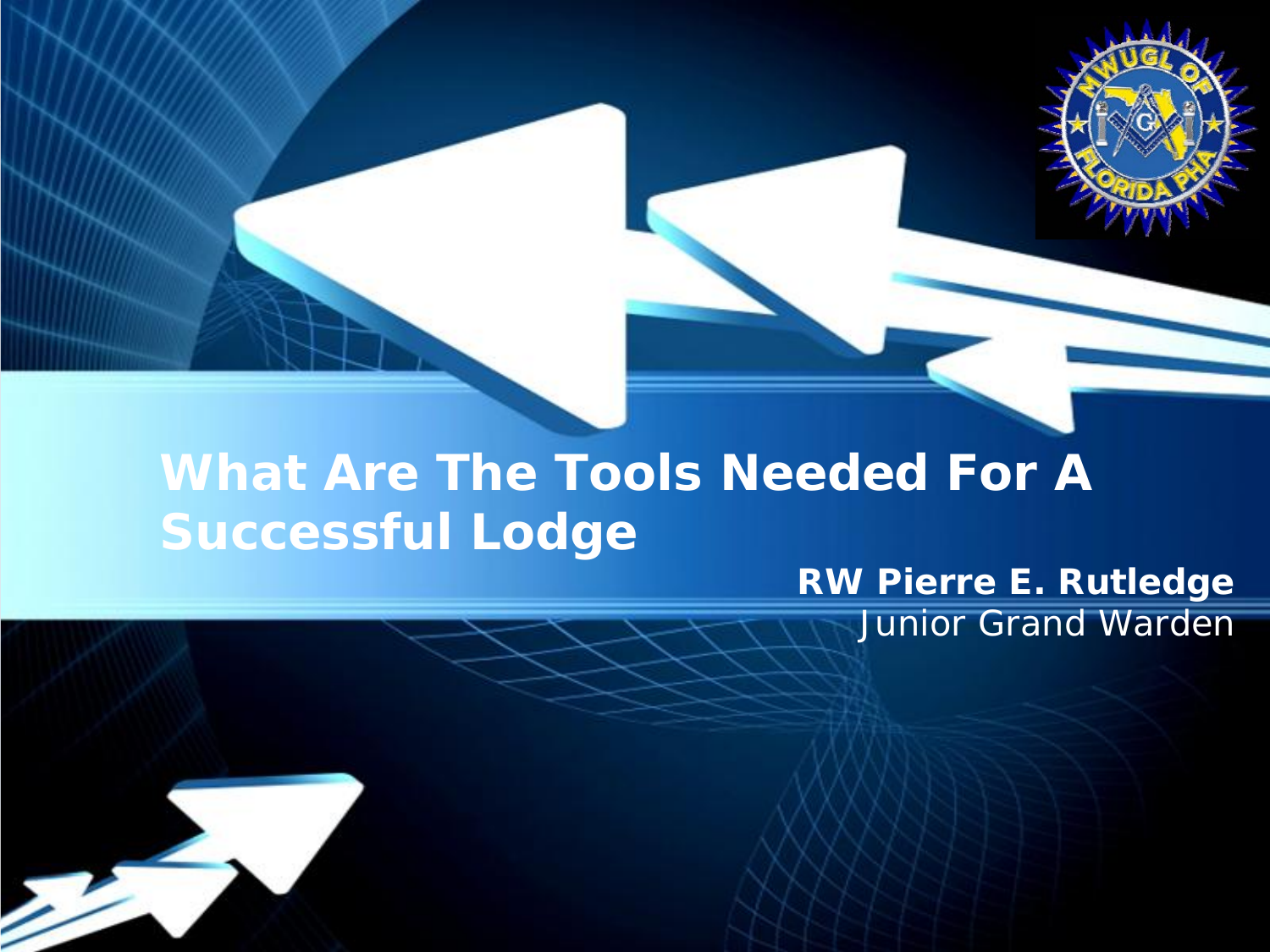# What Are The Tools Needed For A Successful Lodge

**RW Pierre E. Rutledge**
Junior Grand Warden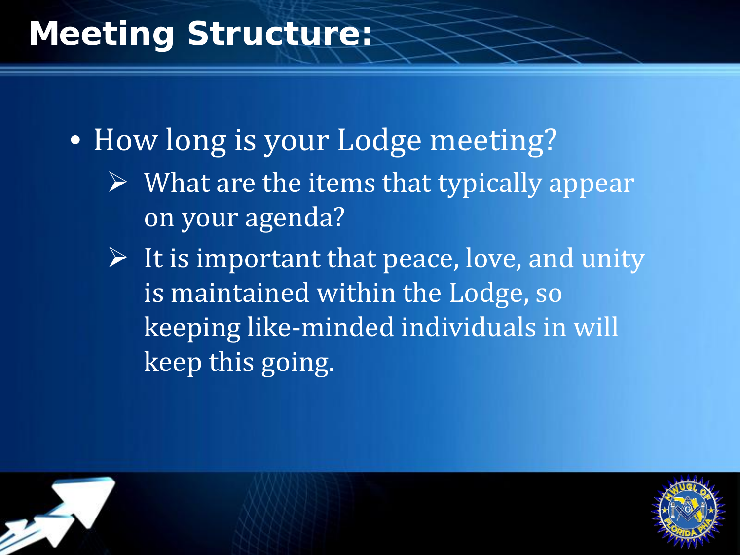# Meeting Structure:

- How long is your Lodge meeting?
  - What are the items that typically appear on your agenda?
  - It is important that peace, love, and unity is maintained within the Lodge, so keeping like-minded individuals in will keep this going.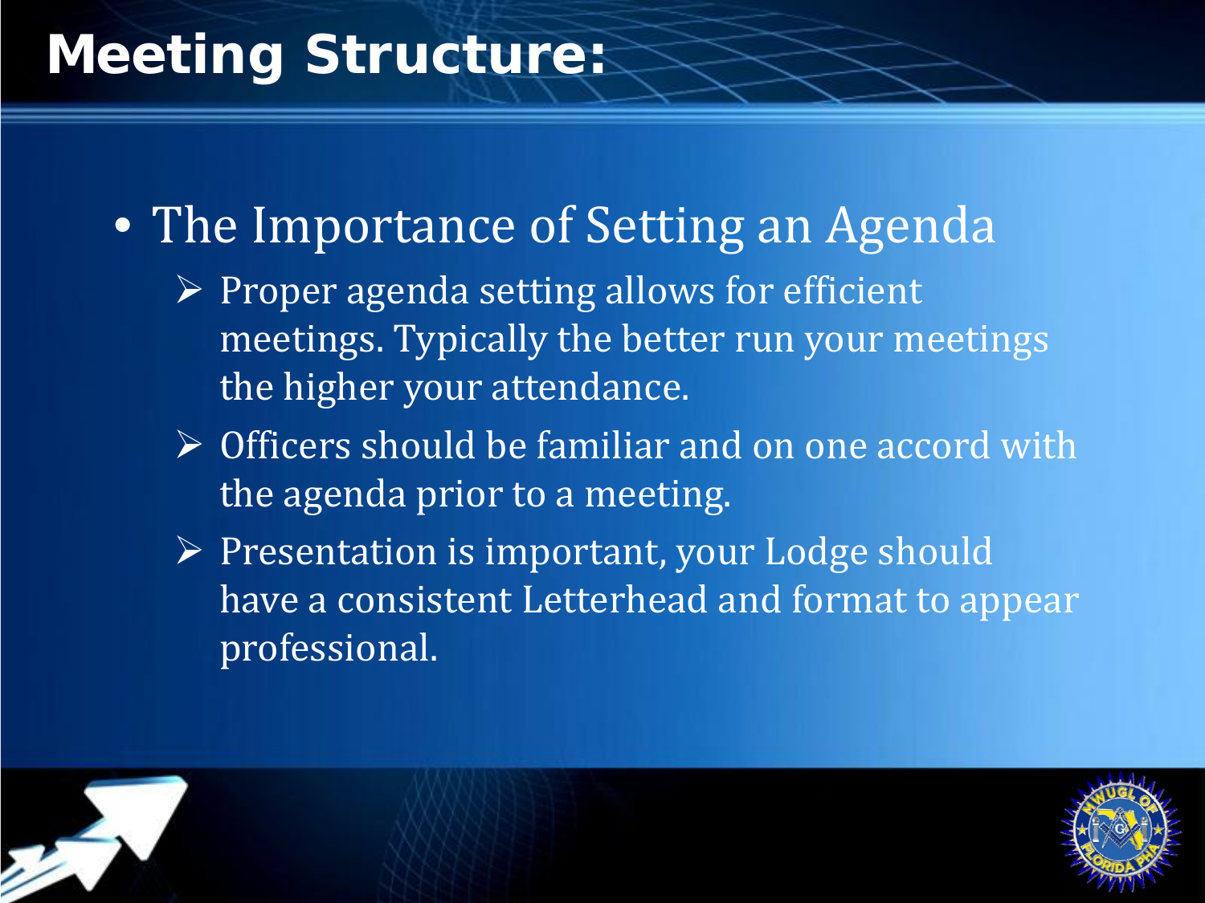# Meeting Structure:

- The Importance of Setting an Agenda
  - Proper agenda setting allows for efficient meetings. Typically the better run your meetings the higher your attendance.
  - Officers should be familiar and on one accord with the agenda prior to a meeting.
  - Presentation is important, your Lodge should have a consistent Letterhead and format to appear professional.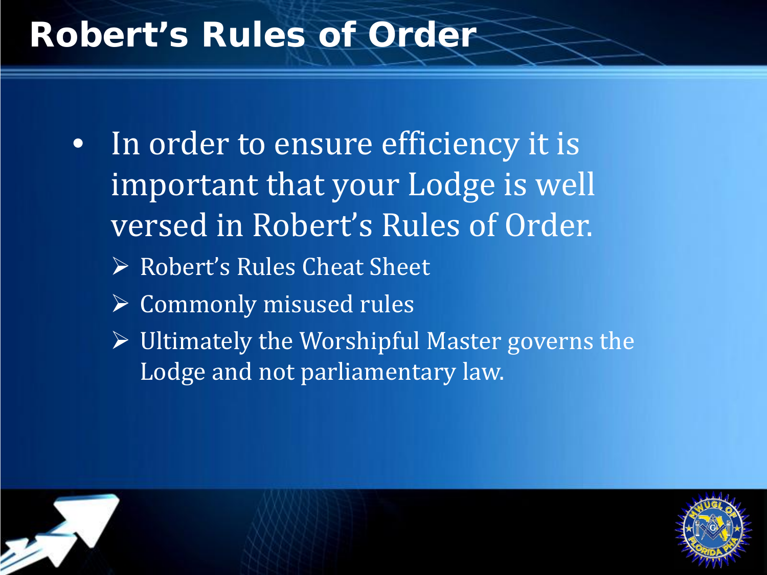# Robert's Rules of Order

- In order to ensure efficiency it is important that your Lodge is well versed in Robert's Rules of Order.
  - Robert's Rules Cheat Sheet
  - Commonly misused rules
  - Ultimately the Worshipful Master governs the Lodge and not parliamentary law.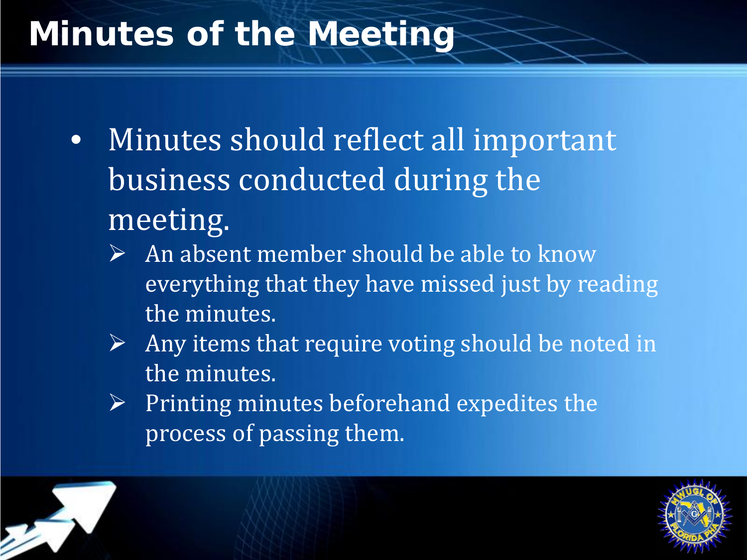# Minutes of the Meeting

- Minutes should reflect all important business conducted during the meeting.
  - An absent member should be able to know everything that they have missed just by reading the minutes.
  - Any items that require voting should be noted in the minutes.
  - Printing minutes beforehand expedites the process of passing them.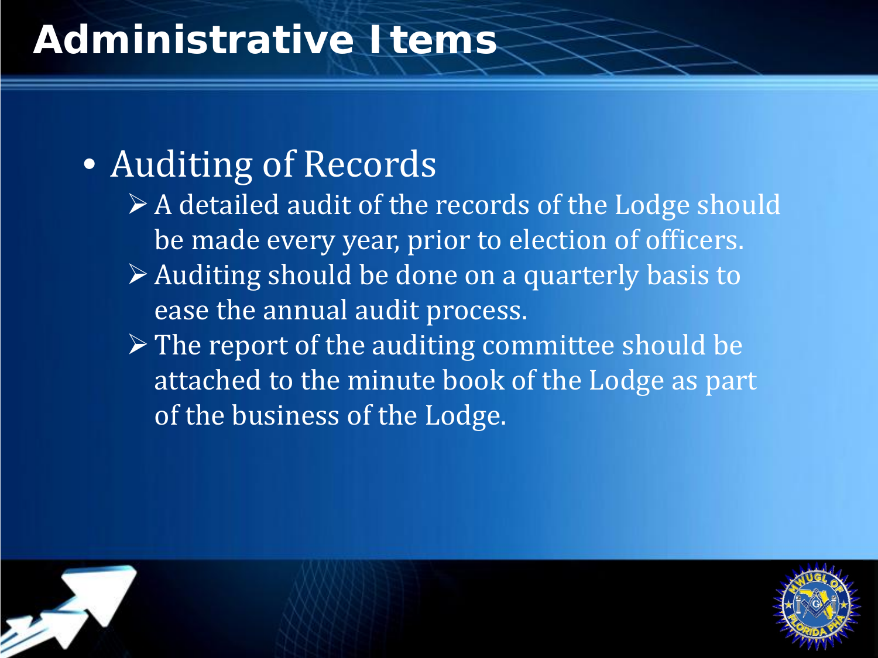# Administrative Items

- Auditing of Records
  - A detailed audit of the records of the Lodge should be made every year, prior to election of officers.
  - Auditing should be done on a quarterly basis to ease the annual audit process.
  - The report of the auditing committee should be attached to the minute book of the Lodge as part of the business of the Lodge.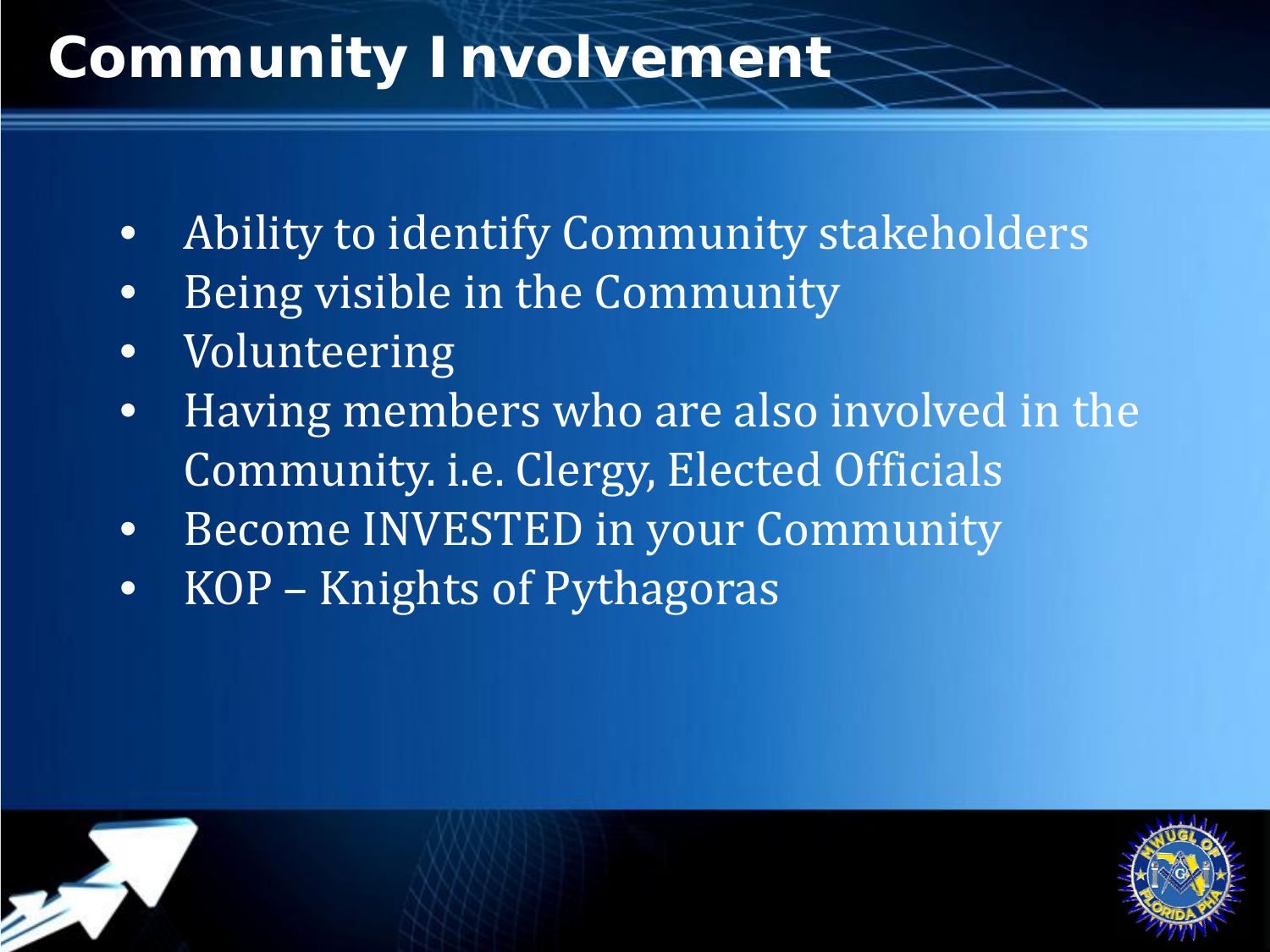# Community Involvement

- Ability to identify Community stakeholders
- Being visible in the Community
- Volunteering
- Having members who are also involved in the Community. i.e. Clergy, Elected Officials
- Become INVESTED in your Community
- KOP – Knights of Pythagoras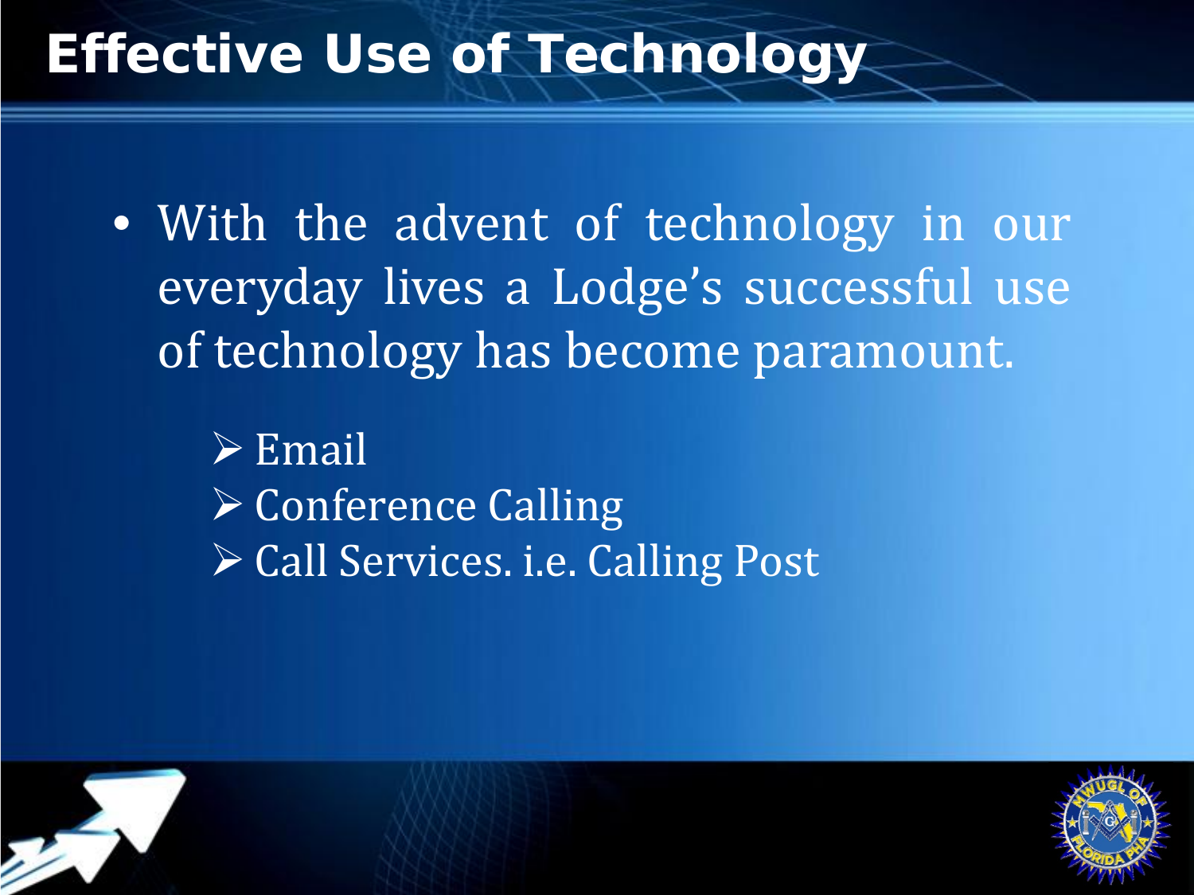# Effective Use of Technology

- With the advent of technology in our everyday lives a Lodge's successful use of technology has become paramount.
  - Email
  - Conference Calling
  - Call Services. i.e. Calling Post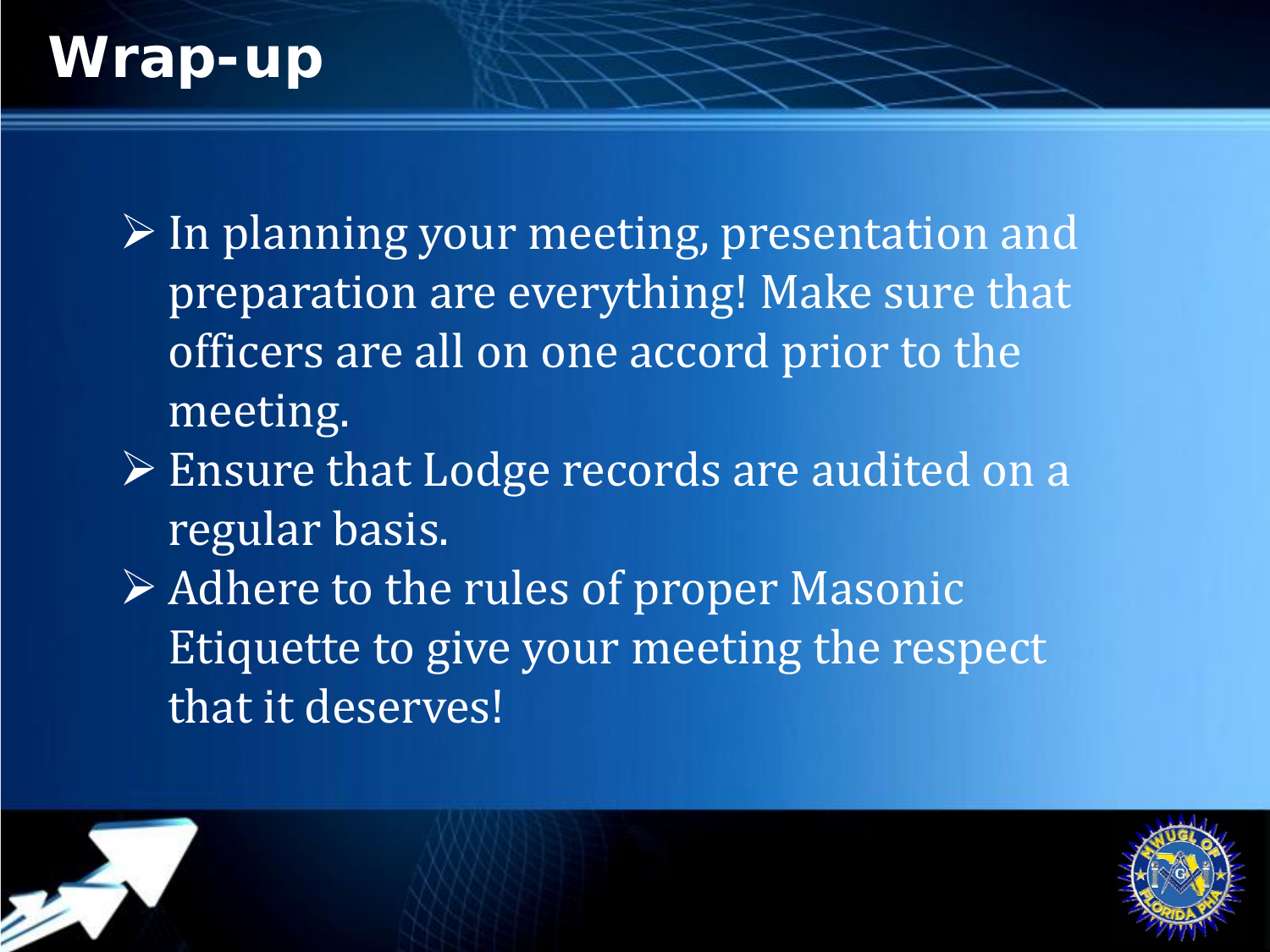# Wrap-up

- In planning your meeting, presentation and preparation are everything! Make sure that officers are all on one accord prior to the meeting.
- Ensure that Lodge records are audited on a regular basis.
- Adhere to the rules of proper Masonic Etiquette to give your meeting the respect that it deserves!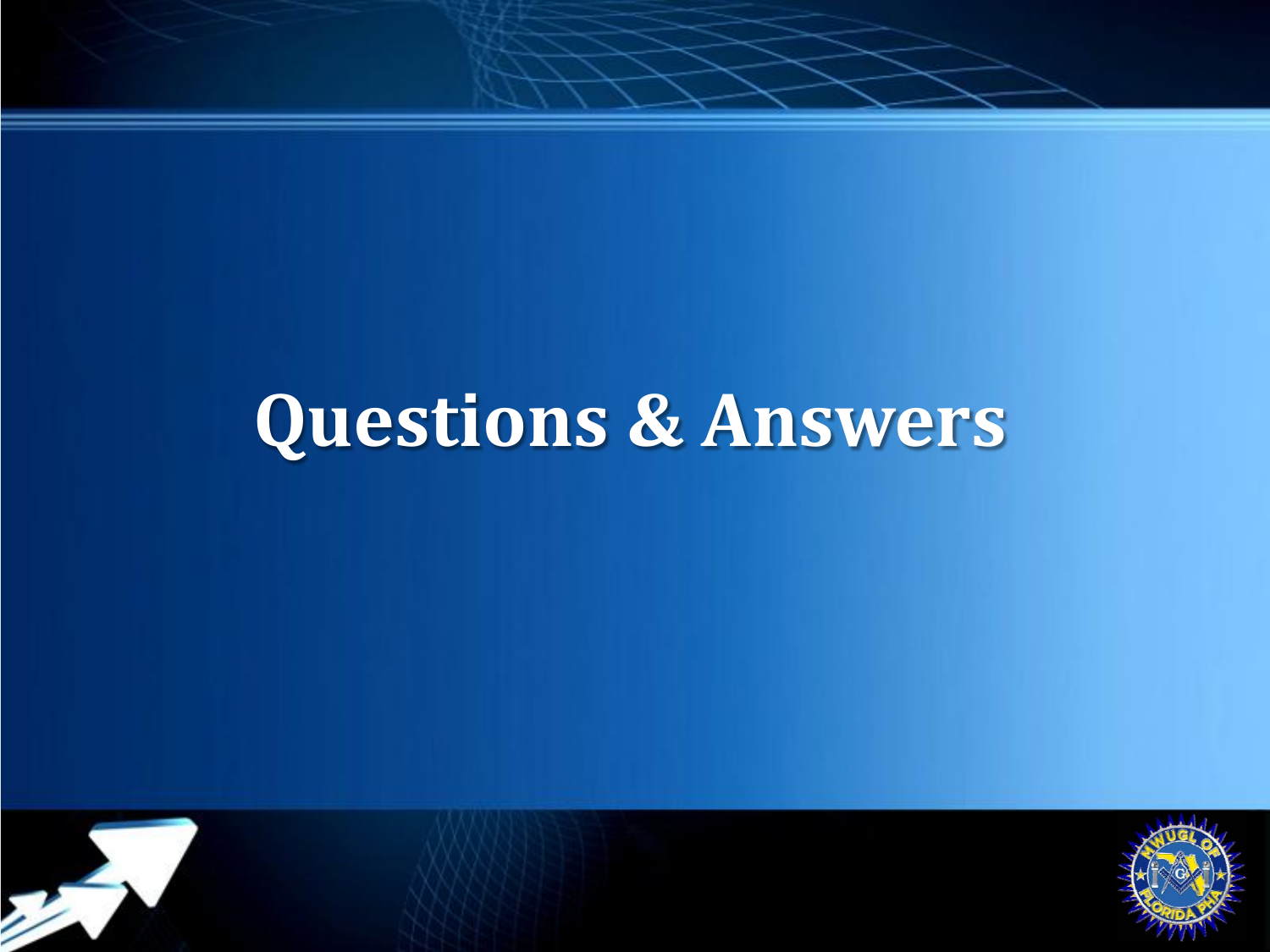# Questions & Answers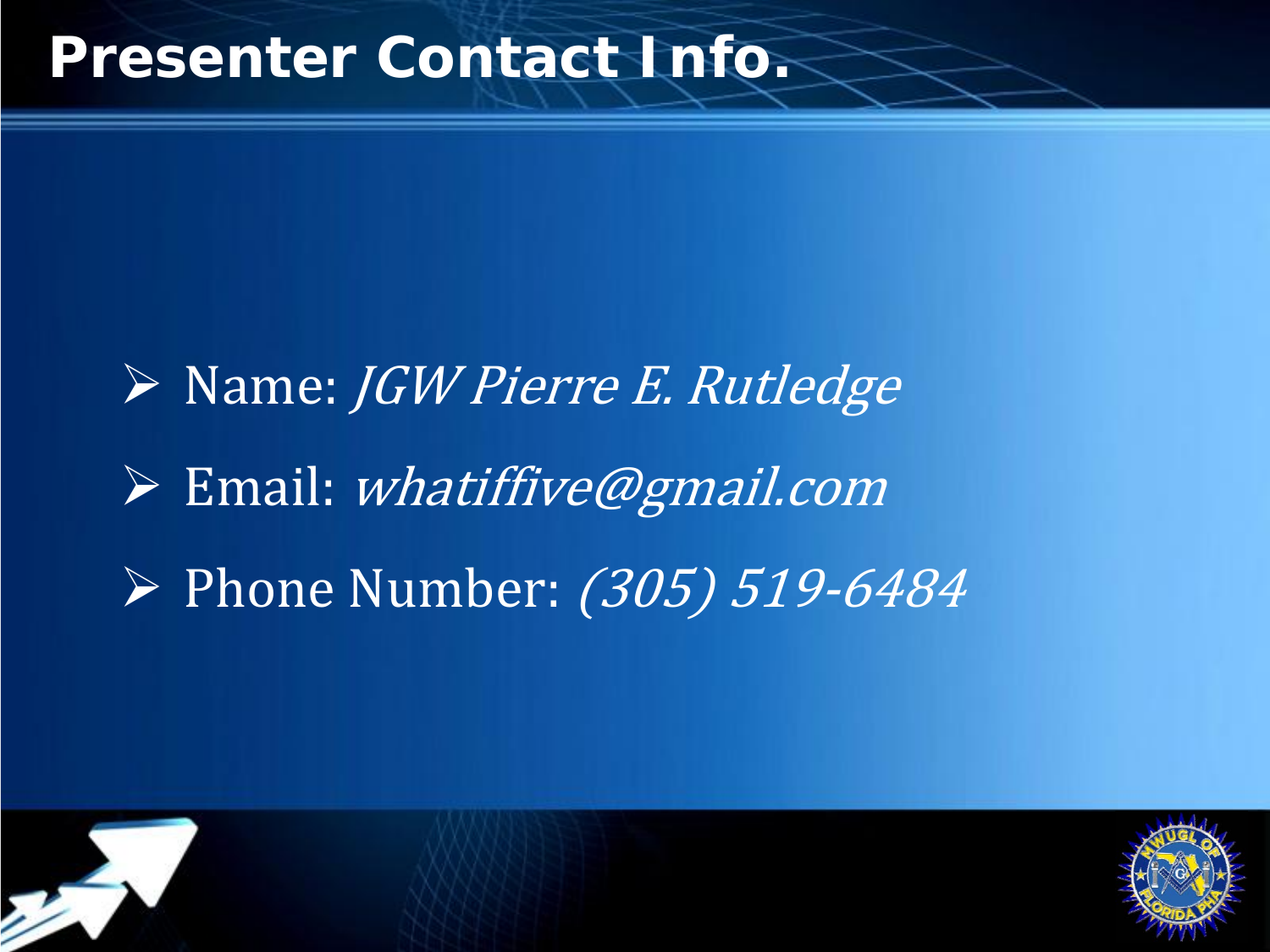# Presenter Contact Info.

- Name: *JGW Pierre E. Rutledge*
- Email: *whatiffive@gmail.com*
- Phone Number: *(305) 519-6484*